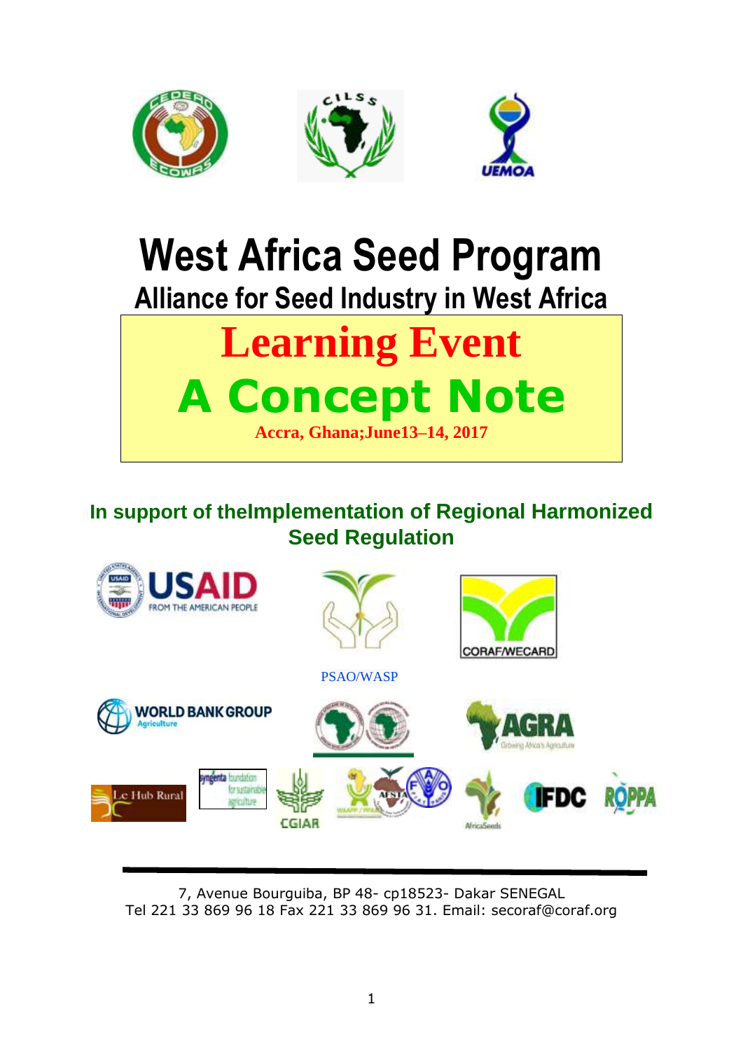# West Africa Seed Program

## Alliance for Seed Industry in West Africa

# Learning Event

# A Concept Note

**Accra, Ghana;June13–14, 2017**

**In support of theImplementation of Regional Harmonized Seed Regulation**

PSAO/WASP

7, Avenue Bourguiba, BP 48- cp18523- Dakar SENEGAL
Tel 221 33 869 96 18 Fax 221 33 869 96 31. Email: secoraf@coraf.org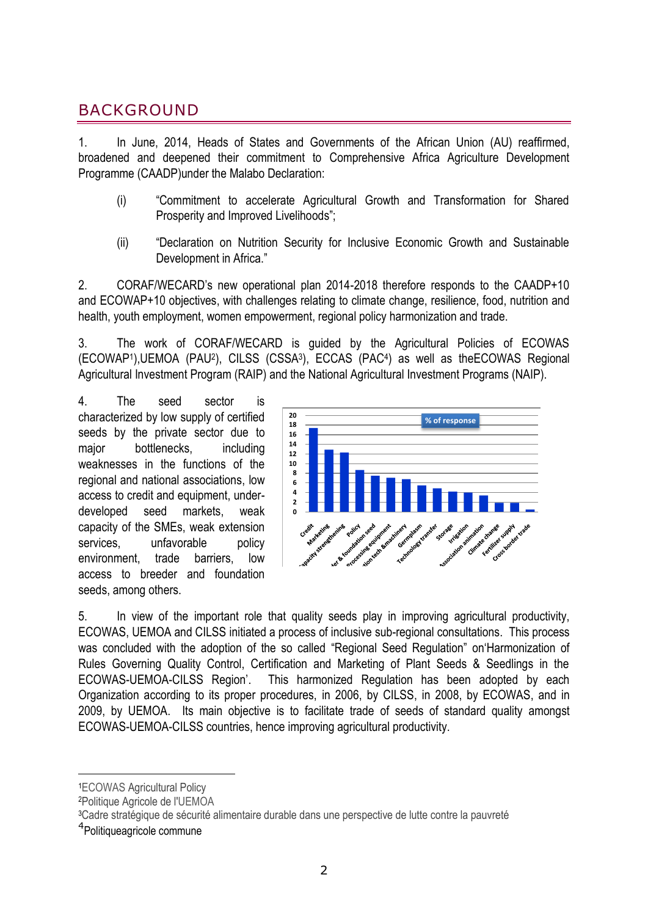## BACKGROUND

1. In June, 2014, Heads of States and Governments of the African Union (AU) reaffirmed, broadened and deepened their commitment to Comprehensive Africa Agriculture Development Programme (CAADP)under the Malabo Declaration:

   (i) "Commitment to accelerate Agricultural Growth and Transformation for Shared Prosperity and Improved Livelihoods";

   (ii) "Declaration on Nutrition Security for Inclusive Economic Growth and Sustainable Development in Africa."

2. CORAF/WECARD's new operational plan 2014-2018 therefore responds to the CAADP+10 and ECOWAP+10 objectives, with challenges relating to climate change, resilience, food, nutrition and health, youth employment, women empowerment, regional policy harmonization and trade.

3. The work of CORAF/WECARD is guided by the Agricultural Policies of ECOWAS (ECOWAP[1]),UEMOA (PAU[2]), CILSS (CSSA[3]), ECCAS (PAC[4]) as well as theECOWAS Regional Agricultural Investment Program (RAIP) and the National Agricultural Investment Programs (NAIP).

4. The seed sector is characterized by low supply of certified seeds by the private sector due to major bottlenecks, including weaknesses in the functions of the regional and national associations, low access to credit and equipment, under-developed seed markets, weak capacity of the SMEs, weak extension services, unfavorable policy environment, trade barriers, low access to breeder and foundation seeds, among others.

5. In view of the important role that quality seeds play in improving agricultural productivity, ECOWAS, UEMOA and CILSS initiated a process of inclusive sub-regional consultations. This process was concluded with the adoption of the so called "Regional Seed Regulation" on'Harmonization of Rules Governing Quality Control, Certification and Marketing of Plant Seeds & Seedlings in the ECOWAS-UEMOA-CILSS Region'. This harmonized Regulation has been adopted by each Organization according to its proper procedures, in 2006, by CILSS, in 2008, by ECOWAS, and in 2009, by UEMOA. Its main objective is to facilitate trade of seeds of standard quality amongst ECOWAS-UEMOA-CILSS countries, hence improving agricultural productivity.

---

[1]ECOWAS Agricultural Policy

[2]Politique Agricole de l'UEMOA

[3]Cadre stratégique de sécurité alimentaire durable dans une perspective de lutte contre la pauvreté

[4]Politiqueagricole commune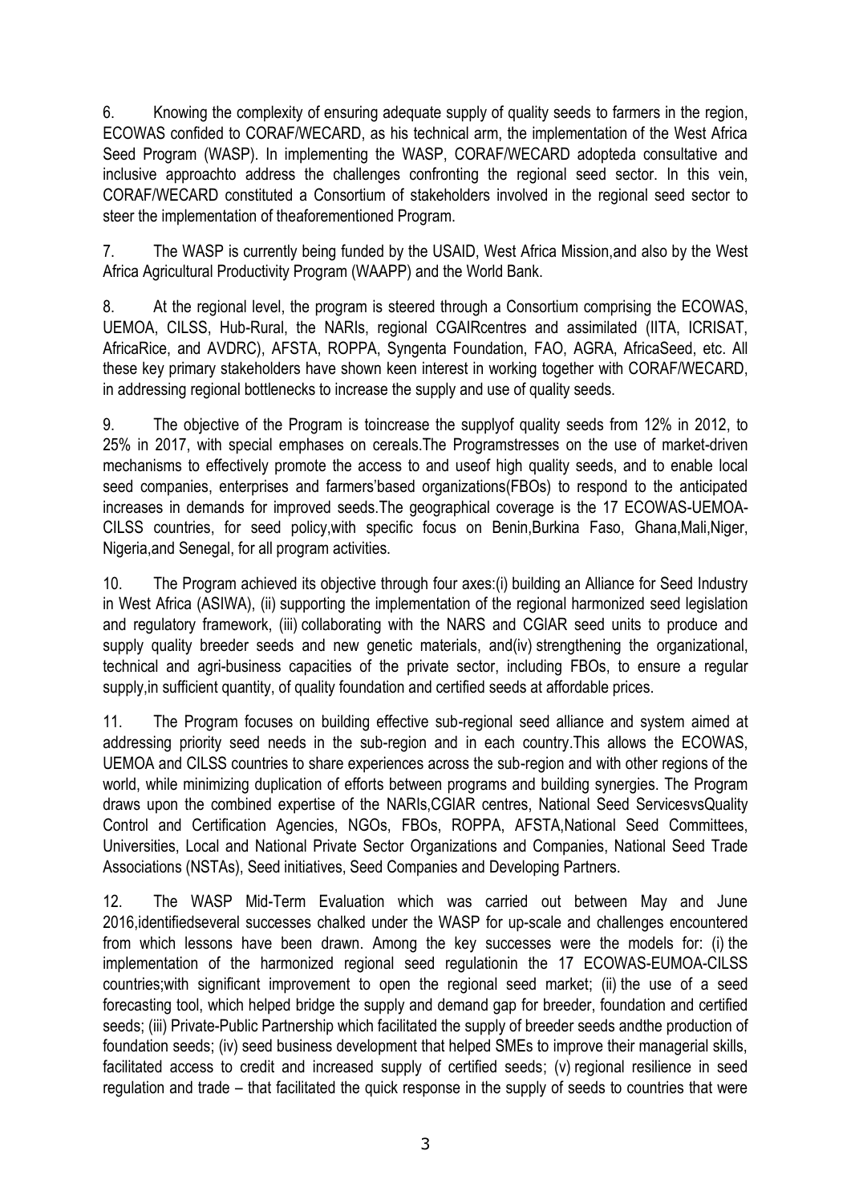6. Knowing the complexity of ensuring adequate supply of quality seeds to farmers in the region, ECOWAS confided to CORAF/WECARD, as his technical arm, the implementation of the West Africa Seed Program (WASP). In implementing the WASP, CORAF/WECARD adopteda consultative and inclusive approachto address the challenges confronting the regional seed sector. In this vein, CORAF/WECARD constituted a Consortium of stakeholders involved in the regional seed sector to steer the implementation of theaforementioned Program.

7. The WASP is currently being funded by the USAID, West Africa Mission,and also by the West Africa Agricultural Productivity Program (WAAPP) and the World Bank.

8. At the regional level, the program is steered through a Consortium comprising the ECOWAS, UEMOA, CILSS, Hub-Rural, the NARIs, regional CGAIRcentres and assimilated (IITA, ICRISAT, AfricaRice, and AVDRC), AFSTA, ROPPA, Syngenta Foundation, FAO, AGRA, AfricaSeed, etc. All these key primary stakeholders have shown keen interest in working together with CORAF/WECARD, in addressing regional bottlenecks to increase the supply and use of quality seeds.

9. The objective of the Program is toincrease the supplyof quality seeds from 12% in 2012, to 25% in 2017, with special emphases on cereals.The Programstresses on the use of market-driven mechanisms to effectively promote the access to and useof high quality seeds, and to enable local seed companies, enterprises and farmers'based organizations(FBOs) to respond to the anticipated increases in demands for improved seeds.The geographical coverage is the 17 ECOWAS-UEMOA-CILSS countries, for seed policy,with specific focus on Benin,Burkina Faso, Ghana,Mali,Niger, Nigeria,and Senegal, for all program activities.

10. The Program achieved its objective through four axes:(i) building an Alliance for Seed Industry in West Africa (ASIWA), (ii) supporting the implementation of the regional harmonized seed legislation and regulatory framework, (iii) collaborating with the NARS and CGIAR seed units to produce and supply quality breeder seeds and new genetic materials, and(iv) strengthening the organizational, technical and agri-business capacities of the private sector, including FBOs, to ensure a regular supply,in sufficient quantity, of quality foundation and certified seeds at affordable prices.

11. The Program focuses on building effective sub-regional seed alliance and system aimed at addressing priority seed needs in the sub-region and in each country.This allows the ECOWAS, UEMOA and CILSS countries to share experiences across the sub-region and with other regions of the world, while minimizing duplication of efforts between programs and building synergies. The Program draws upon the combined expertise of the NARIs,CGIAR centres, National Seed ServicesvsQuality Control and Certification Agencies, NGOs, FBOs, ROPPA, AFSTA,National Seed Committees, Universities, Local and National Private Sector Organizations and Companies, National Seed Trade Associations (NSTAs), Seed initiatives, Seed Companies and Developing Partners.

12. The WASP Mid-Term Evaluation which was carried out between May and June 2016,identifiedseveral successes chalked under the WASP for up-scale and challenges encountered from which lessons have been drawn. Among the key successes were the models for: (i) the implementation of the harmonized regional seed regulationin the 17 ECOWAS-EUMOA-CILSS countries;with significant improvement to open the regional seed market; (ii) the use of a seed forecasting tool, which helped bridge the supply and demand gap for breeder, foundation and certified seeds; (iii) Private-Public Partnership which facilitated the supply of breeder seeds andthe production of foundation seeds; (iv) seed business development that helped SMEs to improve their managerial skills, facilitated access to credit and increased supply of certified seeds; (v) regional resilience in seed regulation and trade – that facilitated the quick response in the supply of seeds to countries that were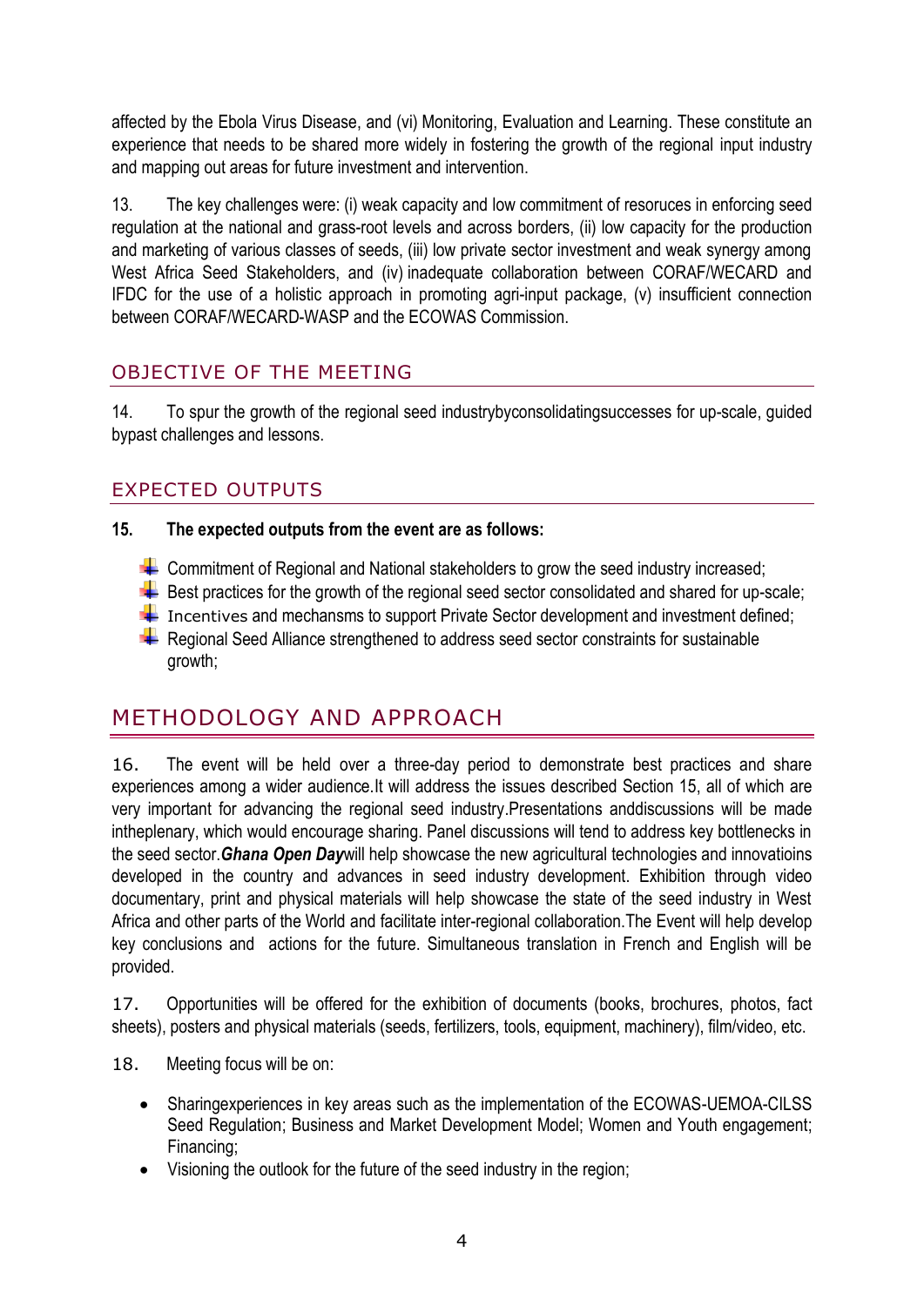affected by the Ebola Virus Disease, and (vi) Monitoring, Evaluation and Learning. These constitute an experience that needs to be shared more widely in fostering the growth of the regional input industry and mapping out areas for future investment and intervention.

13. The key challenges were: (i) weak capacity and low commitment of resoruces in enforcing seed regulation at the national and grass-root levels and across borders, (ii) low capacity for the production and marketing of various classes of seeds, (iii) low private sector investment and weak synergy among West Africa Seed Stakeholders, and (iv) inadequate collaboration between CORAF/WECARD and IFDC for the use of a holistic approach in promoting agri-input package, (v) insufficient connection between CORAF/WECARD-WASP and the ECOWAS Commission.

## OBJECTIVE OF THE MEETING

14. To spur the growth of the regional seed industrybyconsolidatingsuccesses for up-scale, guided bypast challenges and lessons.

## EXPECTED OUTPUTS

**15. The expected outputs from the event are as follows:**

- Commitment of Regional and National stakeholders to grow the seed industry increased;
- Best practices for the growth of the regional seed sector consolidated and shared for up-scale;
- Incentives and mechansms to support Private Sector development and investment defined;
- Regional Seed Alliance strengthened to address seed sector constraints for sustainable growth;

# METHODOLOGY AND APPROACH

16. The event will be held over a three-day period to demonstrate best practices and share experiences among a wider audience.It will address the issues described Section 15, all of which are very important for advancing the regional seed industry.Presentations anddiscussions will be made intheplenary, which would encourage sharing. Panel discussions will tend to address key bottlenecks in the seed sector.***Ghana Open Day***will help showcase the new agricultural technologies and innovatioins developed in the country and advances in seed industry development. Exhibition through video documentary, print and physical materials will help showcase the state of the seed industry in West Africa and other parts of the World and facilitate inter-regional collaboration.The Event will help develop key conclusions and actions for the future. Simultaneous translation in French and English will be provided.

17. Opportunities will be offered for the exhibition of documents (books, brochures, photos, fact sheets), posters and physical materials (seeds, fertilizers, tools, equipment, machinery), film/video, etc.

18. Meeting focus will be on:

- Sharingexperiences in key areas such as the implementation of the ECOWAS-UEMOA-CILSS Seed Regulation; Business and Market Development Model; Women and Youth engagement; Financing;
- Visioning the outlook for the future of the seed industry in the region;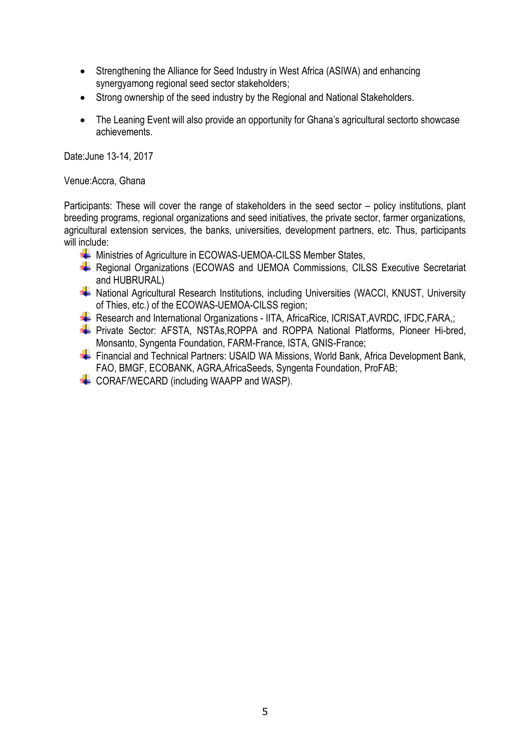- Strengthening the Alliance for Seed Industry in West Africa (ASIWA) and enhancing synergyamong regional seed sector stakeholders;
- Strong ownership of the seed industry by the Regional and National Stakeholders.
- The Leaning Event will also provide an opportunity for Ghana's agricultural sectorto showcase achievements.

Date:June 13-14, 2017

Venue:Accra, Ghana

Participants: These will cover the range of stakeholders in the seed sector – policy institutions, plant breeding programs, regional organizations and seed initiatives, the private sector, farmer organizations, agricultural extension services, the banks, universities, development partners, etc. Thus, participants will include:

- Ministries of Agriculture in ECOWAS-UEMOA-CILSS Member States,
- Regional Organizations (ECOWAS and UEMOA Commissions, CILSS Executive Secretariat and HUBRURAL)
- National Agricultural Research Institutions, including Universities (WACCI, KNUST, University of Thies, etc.) of the ECOWAS-UEMOA-CILSS region;
- Research and International Organizations - IITA, AfricaRice, ICRISAT,AVRDC, IFDC,FARA,;
- Private Sector: AFSTA, NSTAs,ROPPA and ROPPA National Platforms, Pioneer Hi-bred, Monsanto, Syngenta Foundation, FARM-France, ISTA, GNIS-France;
- Financial and Technical Partners: USAID WA Missions, World Bank, Africa Development Bank, FAO, BMGF, ECOBANK, AGRA,AfricaSeeds, Syngenta Foundation, ProFAB;
- CORAF/WECARD (including WAAPP and WASP).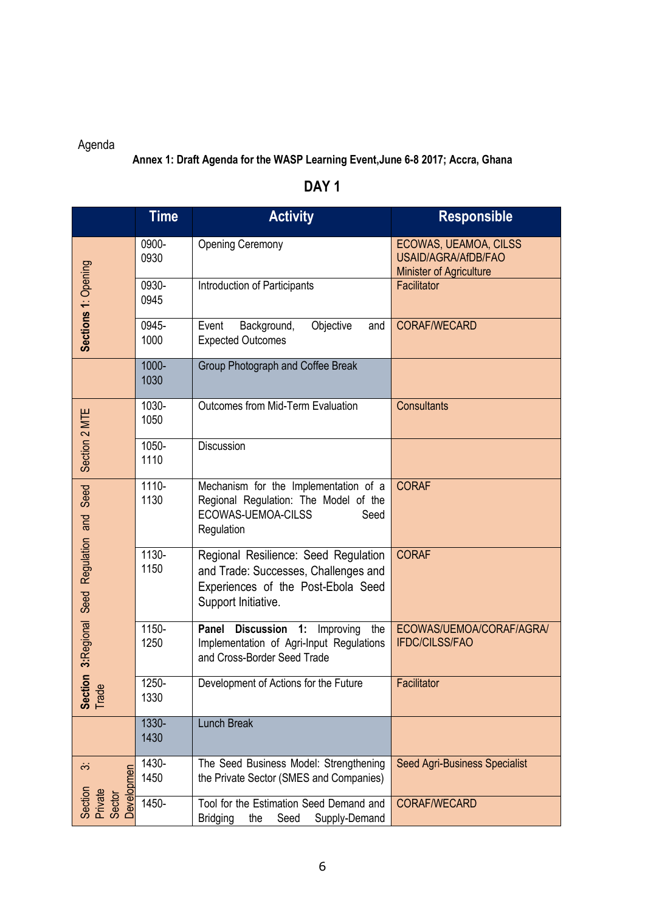Agenda

**Annex 1: Draft Agenda for the WASP Learning Event,June 6-8 2017; Accra, Ghana**

## DAY 1

| | Time | Activity | Responsible |
|---|---|---|---|
| **Sections 1**: Opening | 0900-0930 | Opening Ceremony | ECOWAS, UEAMOA, CILSS USAID/AGRA/AfDB/FAO Minister of Agriculture |
| | 0930-0945 | Introduction of Participants | Facilitator |
| | 0945-1000 | Event Background, Objective and Expected Outcomes | CORAF/WECARD |
| | 1000-1030 | Group Photograph and Coffee Break | |
| Section 2 MTE | 1030-1050 | Outcomes from Mid-Term Evaluation | Consultants |
| | 1050-1110 | Discussion | |
| **Section 3**:Regional Seed Regulation and Seed Trade | 1110-1130 | Mechanism for the Implementation of a Regional Regulation: The Model of the ECOWAS-UEMOA-CILSS Seed Regulation | CORAF |
| | 1130-1150 | Regional Resilience: Seed Regulation and Trade: Successes, Challenges and Experiences of the Post-Ebola Seed Support Initiative. | CORAF |
| | 1150-1250 | **Panel Discussion 1:** Improving the Implementation of Agri-Input Regulations and Cross-Border Seed Trade | ECOWAS/UEMOA/CORAF/AGRA/IFDC/CILSS/FAO |
| | 1250-1330 | Development of Actions for the Future | Facilitator |
| | 1330-1430 | Lunch Break | |
| Section 3: Private Sector Developmen | 1430-1450 | The Seed Business Model: Strengthening the Private Sector (SMES and Companies) | Seed Agri-Business Specialist |
| | 1450- | Tool for the Estimation Seed Demand and Bridging the Seed Supply-Demand | CORAF/WECARD |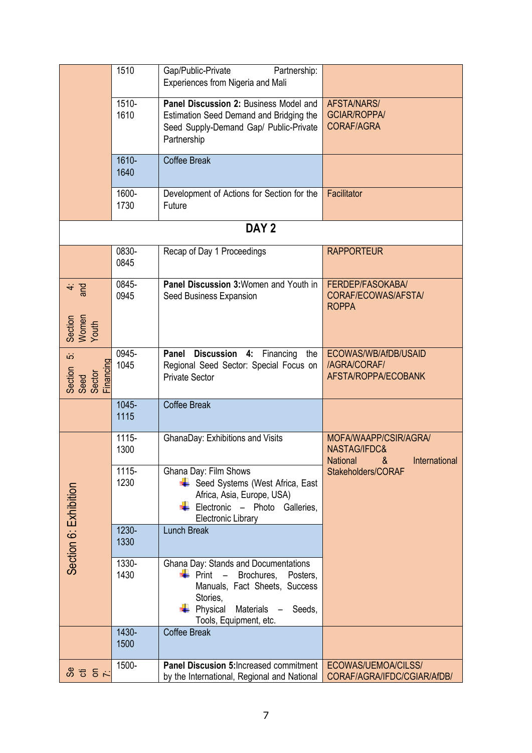| | | | |
|---|---|---|---|
| | 1510 | Gap/Public-Private Partnership: Experiences from Nigeria and Mali | |
| | 1510-1610 | **Panel Discussion 2:** Business Model and Estimation Seed Demand and Bridging the Seed Supply-Demand Gap/ Public-Private Partnership | AFSTA/NARS/ GCIAR/ROPPA/ CORAF/AGRA |
| | 1610-1640 | Coffee Break | |
| | 1600-1730 | Development of Actions for Section for the Future | Facilitator |
| **DAY 2** | | | |
| | 0830-0845 | Recap of Day 1 Proceedings | RAPPORTEUR |
| Section 4: Women and Youth | 0845-0945 | **Panel Discussion 3:**Women and Youth in Seed Business Expansion | FERDEP/FASOKABA/ CORAF/ECOWAS/AFSTA/ ROPPA |
| Section 5: Seed Sector Financing | 0945-1045 | **Panel Discussion 4:** Financing the Regional Seed Sector: Special Focus on Private Sector | ECOWAS/WB/AfDB/USAID /AGRA/CORAF/ AFSTA/ROPPA/ECOBANK |
| | 1045-1115 | Coffee Break | |
| Section 6: Exhibition | 1115-1300 | GhanaDay: Exhibitions and Visits | MOFA/WAAPP/CSIR/AGRA/ NASTAG/IFDC& National & International Stakeholders/CORAF |
| | 1115-1230 | Ghana Day: Film Shows<br>- Seed Systems (West Africa, East Africa, Asia, Europe, USA)<br>- Electronic – Photo Galleries, Electronic Library | |
| | 1230-1330 | Lunch Break | |
| | 1330-1430 | Ghana Day: Stands and Documentations<br>- Print – Brochures, Posters, Manuals, Fact Sheets, Success Stories,<br>- Physical Materials – Seeds, Tools, Equipment, etc. | |
| | 1430-1500 | Coffee Break | |
| Section 7: | 1500- | **Panel Discusion 5:**Increased commitment by the International, Regional and National | ECOWAS/UEMOA/CILSS/ CORAF/AGRA/IFDC/CGIAR/AfDB/ |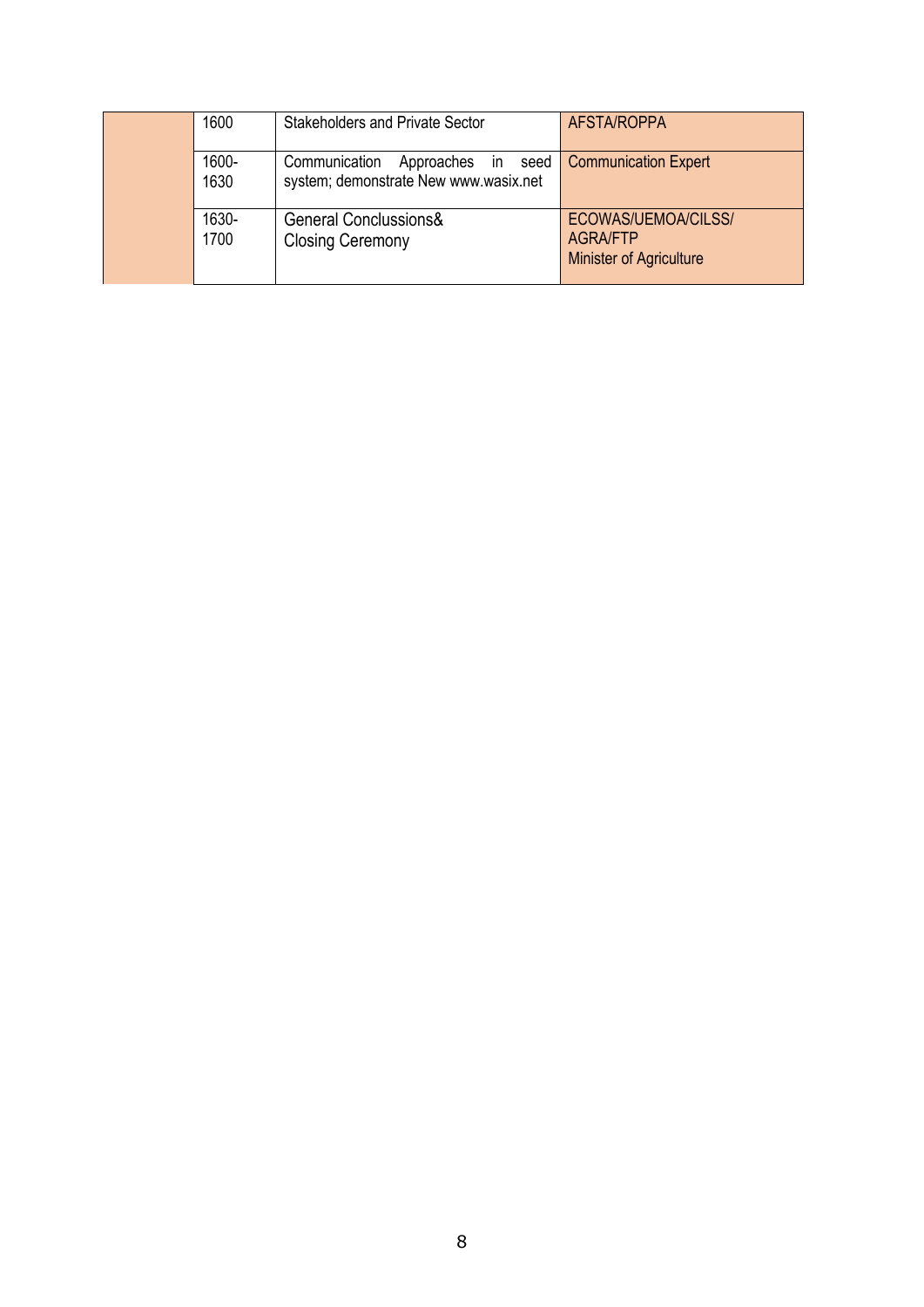| | | | |
|---|---|---|---|
| | 1600 | Stakeholders and Private Sector | AFSTA/ROPPA |
| | 1600-1630 | Communication Approaches in seed system; demonstrate New www.wasix.net | Communication Expert |
| | 1630-1700 | General Conclussions& Closing Ceremony | ECOWAS/UEMOA/CILSS/ AGRA/FTP Minister of Agriculture |